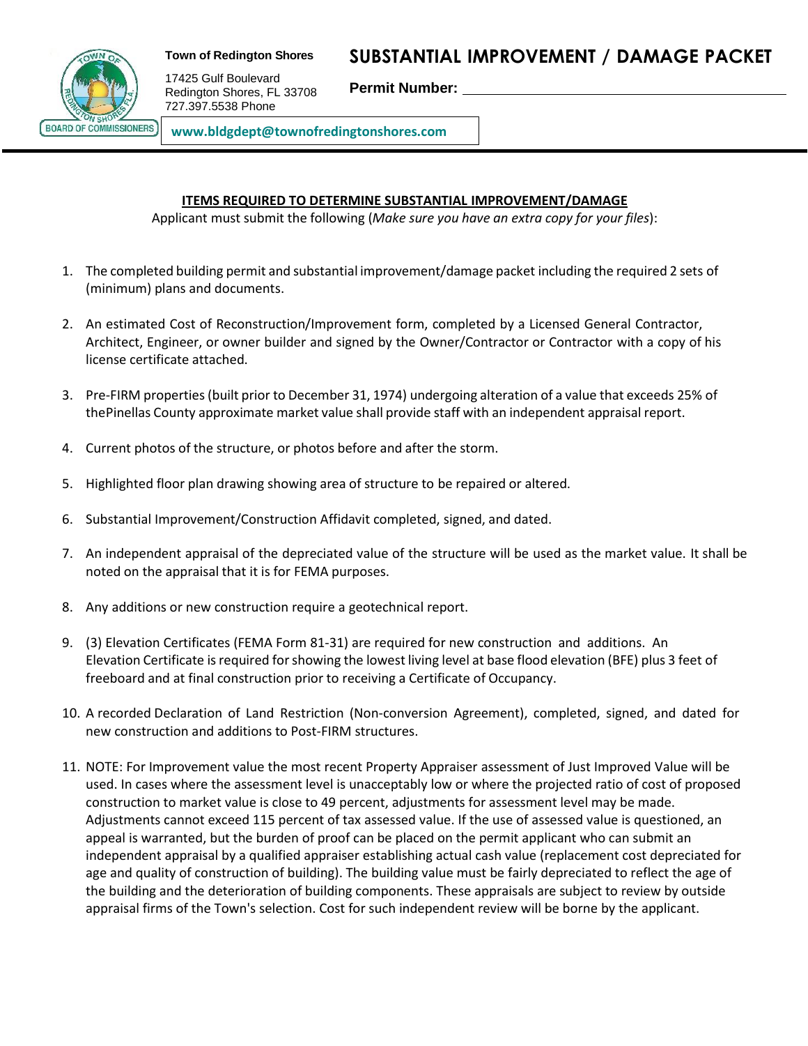Town of Redington Shores

17425 Gulf Boulevard
Redington Shores, FL 33708
727.397.5538 Phone

# SUBSTANTIAL IMPROVEMENT / DAMAGE PACKET

**Permit Number:** ______________________________

**www.bldgdept@townofredingtonshores.com**

**ITEMS REQUIRED TO DETERMINE SUBSTANTIAL IMPROVEMENT/DAMAGE**

Applicant must submit the following (*Make sure you have an extra copy for your files*):

1. The completed building permit and substantial improvement/damage packet including the required 2 sets of (minimum) plans and documents.

2. An estimated Cost of Reconstruction/Improvement form, completed by a Licensed General Contractor, Architect, Engineer, or owner builder and signed by the Owner/Contractor or Contractor with a copy of his license certificate attached.

3. Pre-FIRM properties (built prior to December 31, 1974) undergoing alteration of a value that exceeds 25% of thePinellas County approximate market value shall provide staff with an independent appraisal report.

4. Current photos of the structure, or photos before and after the storm.

5. Highlighted floor plan drawing showing area of structure to be repaired or altered.

6. Substantial Improvement/Construction Affidavit completed, signed, and dated.

7. An independent appraisal of the depreciated value of the structure will be used as the market value. It shall be noted on the appraisal that it is for FEMA purposes.

8. Any additions or new construction require a geotechnical report.

9. (3) Elevation Certificates (FEMA Form 81-31) are required for new construction and additions. An Elevation Certificate is required for showing the lowest living level at base flood elevation (BFE) plus 3 feet of freeboard and at final construction prior to receiving a Certificate of Occupancy.

10. A recorded Declaration of Land Restriction (Non-conversion Agreement), completed, signed, and dated for new construction and additions to Post-FIRM structures.

11. NOTE: For Improvement value the most recent Property Appraiser assessment of Just Improved Value will be used. In cases where the assessment level is unacceptably low or where the projected ratio of cost of proposed construction to market value is close to 49 percent, adjustments for assessment level may be made. Adjustments cannot exceed 115 percent of tax assessed value. If the use of assessed value is questioned, an appeal is warranted, but the burden of proof can be placed on the permit applicant who can submit an independent appraisal by a qualified appraiser establishing actual cash value (replacement cost depreciated for age and quality of construction of building). The building value must be fairly depreciated to reflect the age of the building and the deterioration of building components. These appraisals are subject to review by outside appraisal firms of the Town's selection. Cost for such independent review will be borne by the applicant.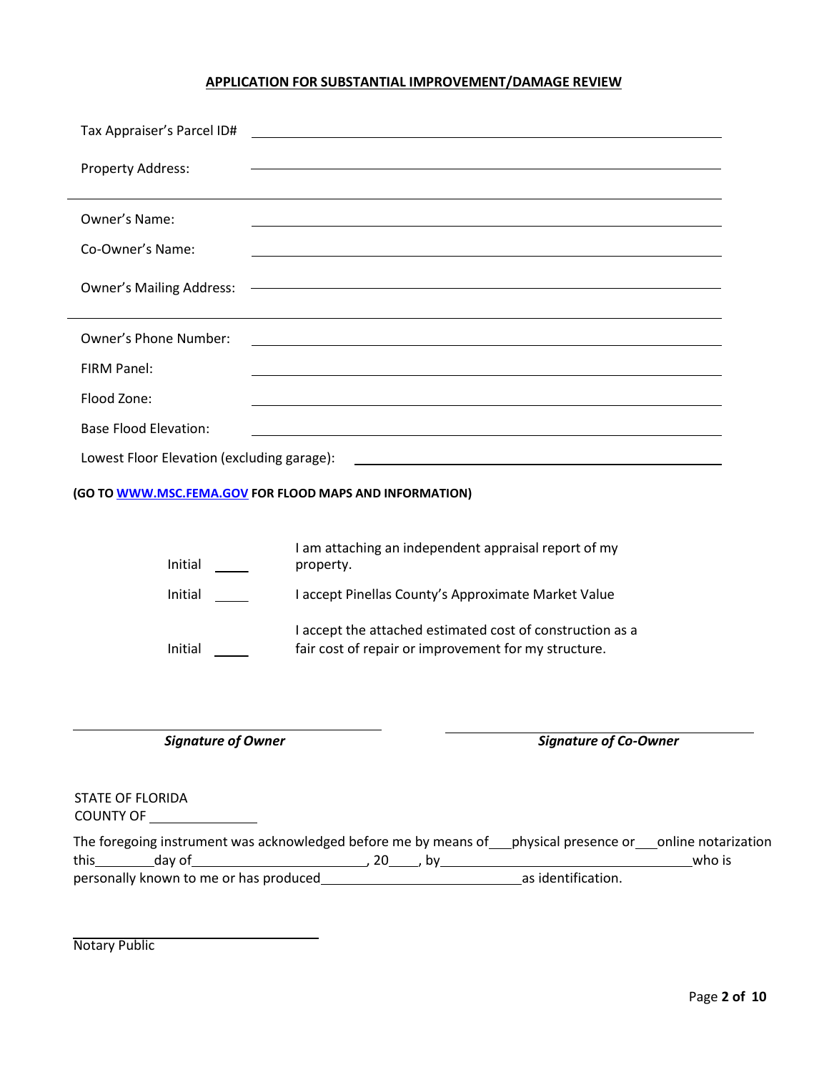## APPLICATION FOR SUBSTANTIAL IMPROVEMENT/DAMAGE REVIEW

Tax Appraiser's Parcel ID# ______________________________

Property Address: ______________________________

Owner's Name: ______________________________

Co-Owner's Name: ______________________________

Owner's Mailing Address: ______________________________

Owner's Phone Number: ______________________________

FIRM Panel: ______________________________

Flood Zone: ______________________________

Base Flood Elevation: ______________________________

Lowest Floor Elevation (excluding garage): ______________________________

**(GO TO [WWW.MSC.FEMA.GOV](http://WWW.MSC.FEMA.GOV) FOR FLOOD MAPS AND INFORMATION)**

Initial ____ I am attaching an independent appraisal report of my property.

Initial ____ I accept Pinellas County's Approximate Market Value

Initial ____ I accept the attached estimated cost of construction as a fair cost of repair or improvement for my structure.

______________________________ ______________________________

***Signature of Owner*** ***Signature of Co-Owner***

STATE OF FLORIDA
COUNTY OF ______________

The foregoing instrument was acknowledged before me by means of ___physical presence or ___online notarization this________day of______________________, 20____, by________________________________who is personally known to me or has produced__________________________as identification.

______________________________
Notary Public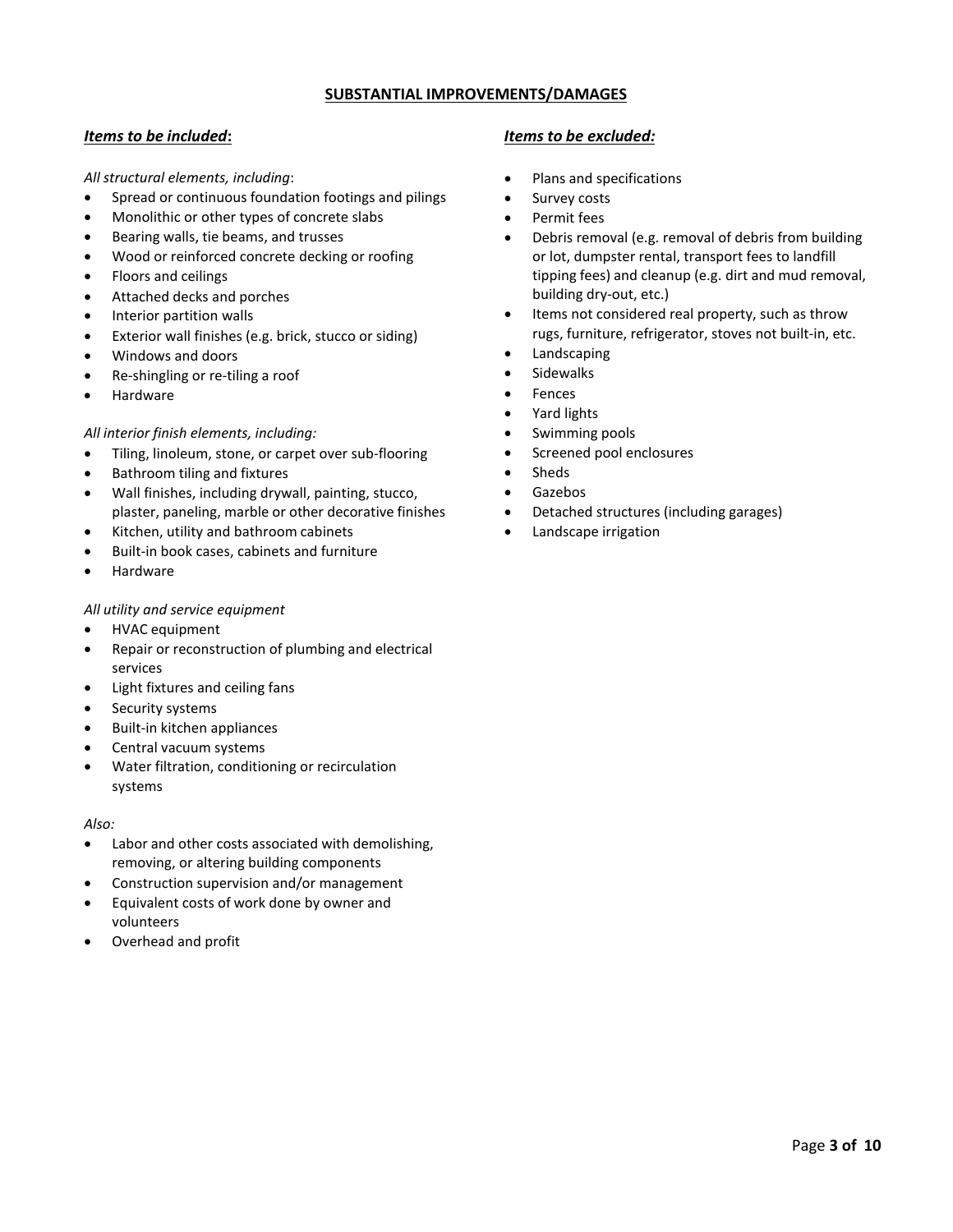## SUBSTANTIAL IMPROVEMENTS/DAMAGES

### ***Items to be included*:**

*All structural elements, including*:

- Spread or continuous foundation footings and pilings
- Monolithic or other types of concrete slabs
- Bearing walls, tie beams, and trusses
- Wood or reinforced concrete decking or roofing
- Floors and ceilings
- Attached decks and porches
- Interior partition walls
- Exterior wall finishes (e.g. brick, stucco or siding)
- Windows and doors
- Re-shingling or re-tiling a roof
- Hardware

*All interior finish elements, including:*

- Tiling, linoleum, stone, or carpet over sub-flooring
- Bathroom tiling and fixtures
- Wall finishes, including drywall, painting, stucco, plaster, paneling, marble or other decorative finishes
- Kitchen, utility and bathroom cabinets
- Built-in book cases, cabinets and furniture
- Hardware

*All utility and service equipment*

- HVAC equipment
- Repair or reconstruction of plumbing and electrical services
- Light fixtures and ceiling fans
- Security systems
- Built-in kitchen appliances
- Central vacuum systems
- Water filtration, conditioning or recirculation systems

*Also:*

- Labor and other costs associated with demolishing, removing, or altering building components
- Construction supervision and/or management
- Equivalent costs of work done by owner and volunteers
- Overhead and profit

### ***Items to be excluded:***

- Plans and specifications
- Survey costs
- Permit fees
- Debris removal (e.g. removal of debris from building or lot, dumpster rental, transport fees to landfill tipping fees) and cleanup (e.g. dirt and mud removal, building dry-out, etc.)
- Items not considered real property, such as throw rugs, furniture, refrigerator, stoves not built-in, etc.
- Landscaping
- Sidewalks
- Fences
- Yard lights
- Swimming pools
- Screened pool enclosures
- Sheds
- Gazebos
- Detached structures (including garages)
- Landscape irrigation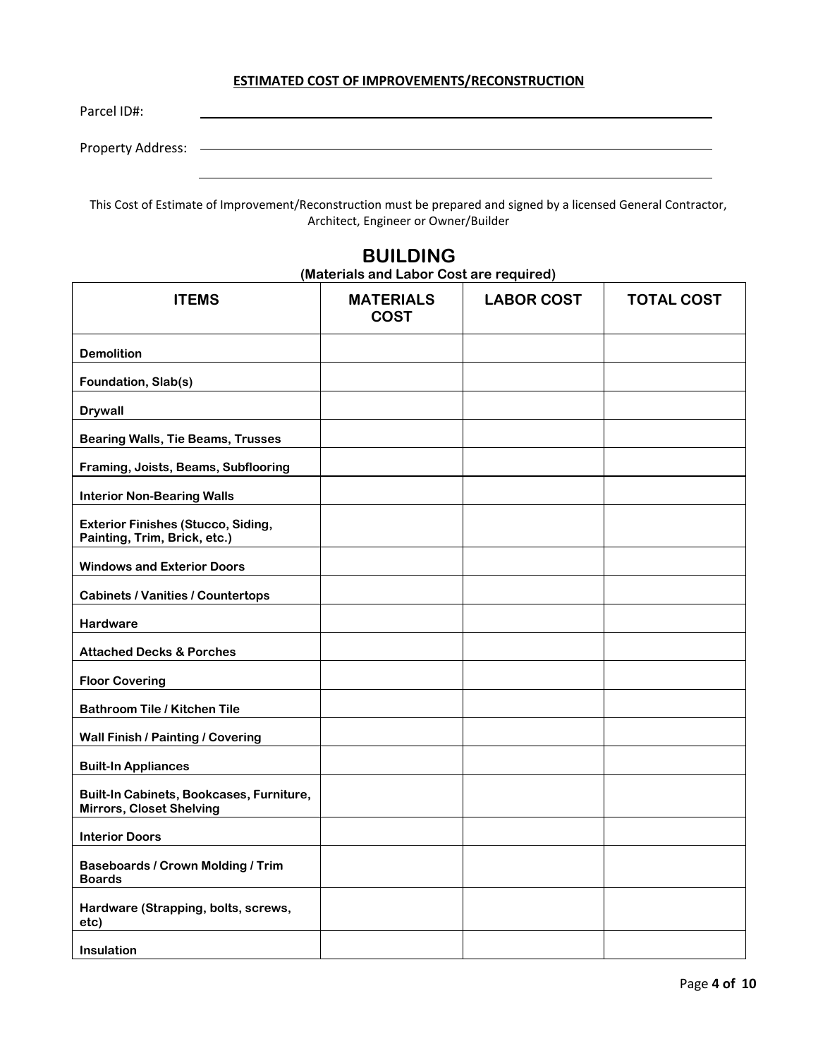## ESTIMATED COST OF IMPROVEMENTS/RECONSTRUCTION

Parcel ID#: ______________________________

Property Address: ______________________________

______________________________

This Cost of Estimate of Improvement/Reconstruction must be prepared and signed by a licensed General Contractor, Architect, Engineer or Owner/Builder

## BUILDING

**(Materials and Labor Cost are required)**

| ITEMS | MATERIALS COST | LABOR COST | TOTAL COST |
|---|---|---|---|
| **Demolition** | | | |
| **Foundation, Slab(s)** | | | |
| **Drywall** | | | |
| **Bearing Walls, Tie Beams, Trusses** | | | |
| **Framing, Joists, Beams, Subflooring** | | | |
| **Interior Non-Bearing Walls** | | | |
| **Exterior Finishes (Stucco, Siding, Painting, Trim, Brick, etc.)** | | | |
| **Windows and Exterior Doors** | | | |
| **Cabinets / Vanities / Countertops** | | | |
| **Hardware** | | | |
| **Attached Decks & Porches** | | | |
| **Floor Covering** | | | |
| **Bathroom Tile / Kitchen Tile** | | | |
| **Wall Finish / Painting / Covering** | | | |
| **Built-In Appliances** | | | |
| **Built-In Cabinets, Bookcases, Furniture, Mirrors, Closet Shelving** | | | |
| **Interior Doors** | | | |
| **Baseboards / Crown Molding / Trim Boards** | | | |
| **Hardware (Strapping, bolts, screws, etc)** | | | |
| **Insulation** | | | |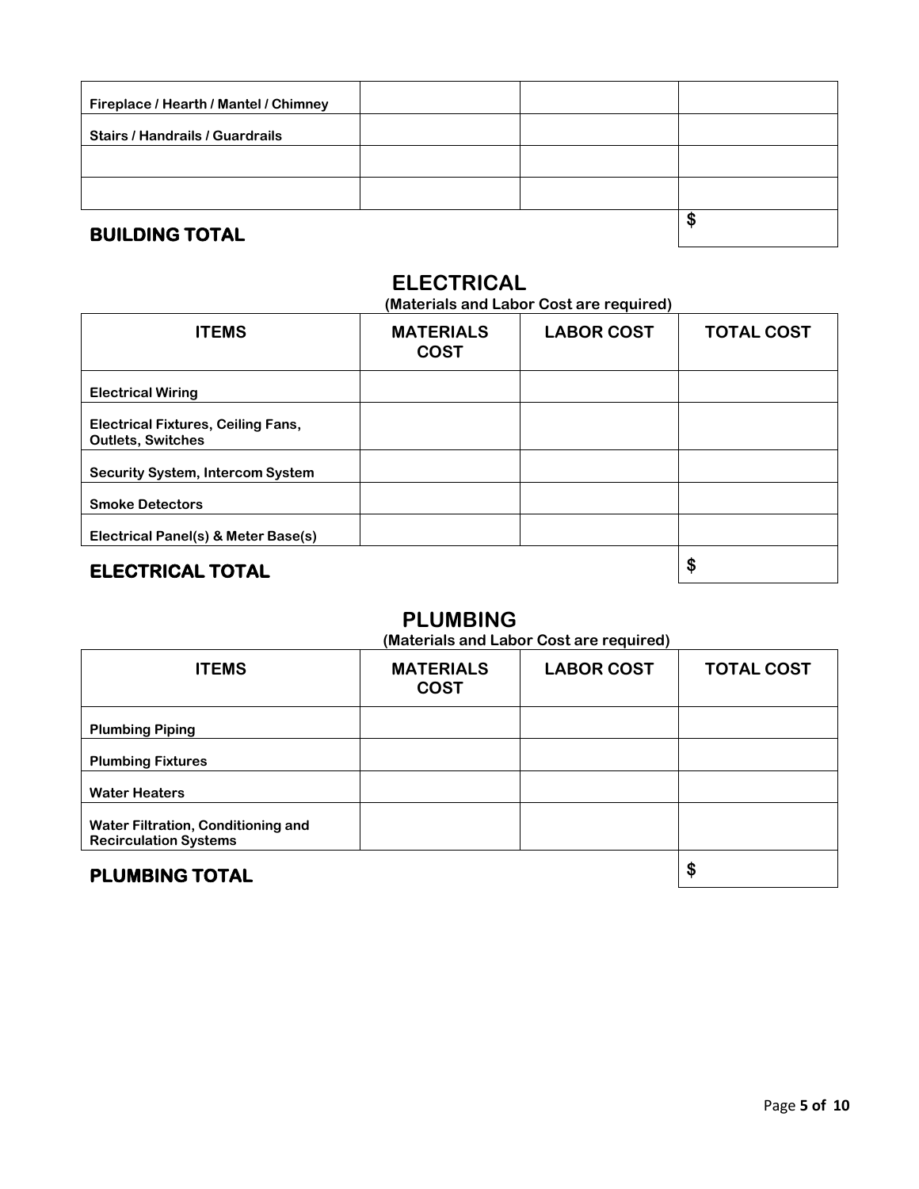| | | | |
|---|---|---|---|
| **Fireplace / Hearth / Mantel / Chimney** | | | |
| **Stairs / Handrails / Guardrails** | | | |
| | | | |
| | | | |
| **BUILDING TOTAL** | | | **$** |

## ELECTRICAL

**(Materials and Labor Cost are required)**

| ITEMS | MATERIALS COST | LABOR COST | TOTAL COST |
|---|---|---|---|
| **Electrical Wiring** | | | |
| **Electrical Fixtures, Ceiling Fans, Outlets, Switches** | | | |
| **Security System, Intercom System** | | | |
| **Smoke Detectors** | | | |
| **Electrical Panel(s) & Meter Base(s)** | | | |
| **ELECTRICAL TOTAL** | | | **$** |

## PLUMBING

**(Materials and Labor Cost are required)**

| ITEMS | MATERIALS COST | LABOR COST | TOTAL COST |
|---|---|---|---|
| **Plumbing Piping** | | | |
| **Plumbing Fixtures** | | | |
| **Water Heaters** | | | |
| **Water Filtration, Conditioning and Recirculation Systems** | | | |
| **PLUMBING TOTAL** | | | **$** |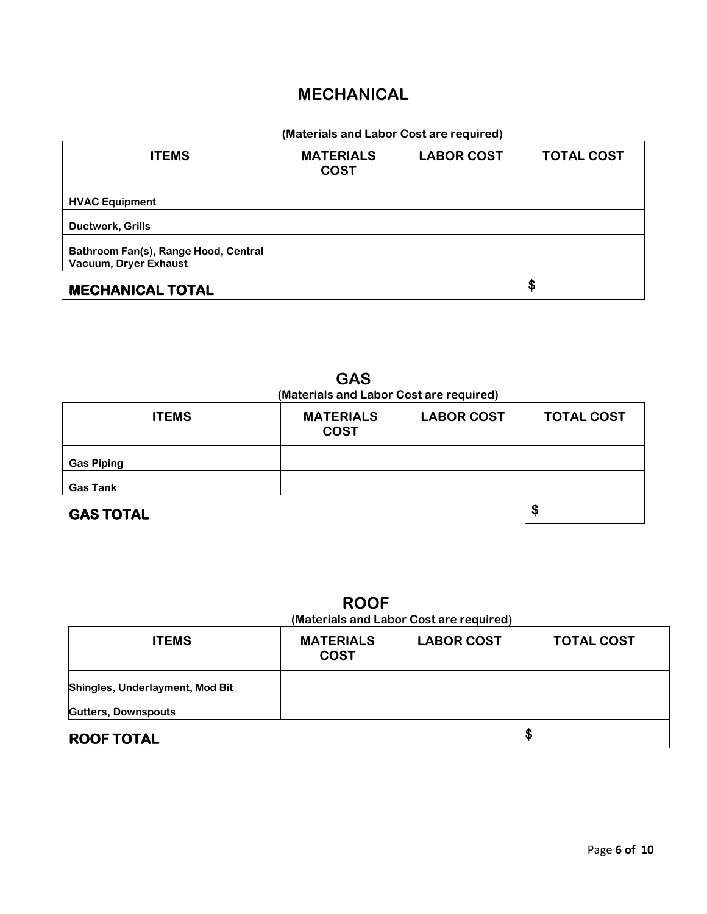## MECHANICAL

**(Materials and Labor Cost are required)**

| ITEMS | MATERIALS COST | LABOR COST | TOTAL COST |
|---|---|---|---|
| **HVAC Equipment** | | | |
| **Ductwork, Grills** | | | |
| **Bathroom Fan(s), Range Hood, Central Vacuum, Dryer Exhaust** | | | |
| **MECHANICAL TOTAL** | | | $ |

## GAS

**(Materials and Labor Cost are required)**

| ITEMS | MATERIALS COST | LABOR COST | TOTAL COST |
|---|---|---|---|
| **Gas Piping** | | | |
| **Gas Tank** | | | |
| **GAS TOTAL** | | | $ |

## ROOF

**(Materials and Labor Cost are required)**

| ITEMS | MATERIALS COST | LABOR COST | TOTAL COST |
|---|---|---|---|
| **Shingles, Underlayment, Mod Bit** | | | |
| **Gutters, Downspouts** | | | |
| **ROOF TOTAL** | | | $ |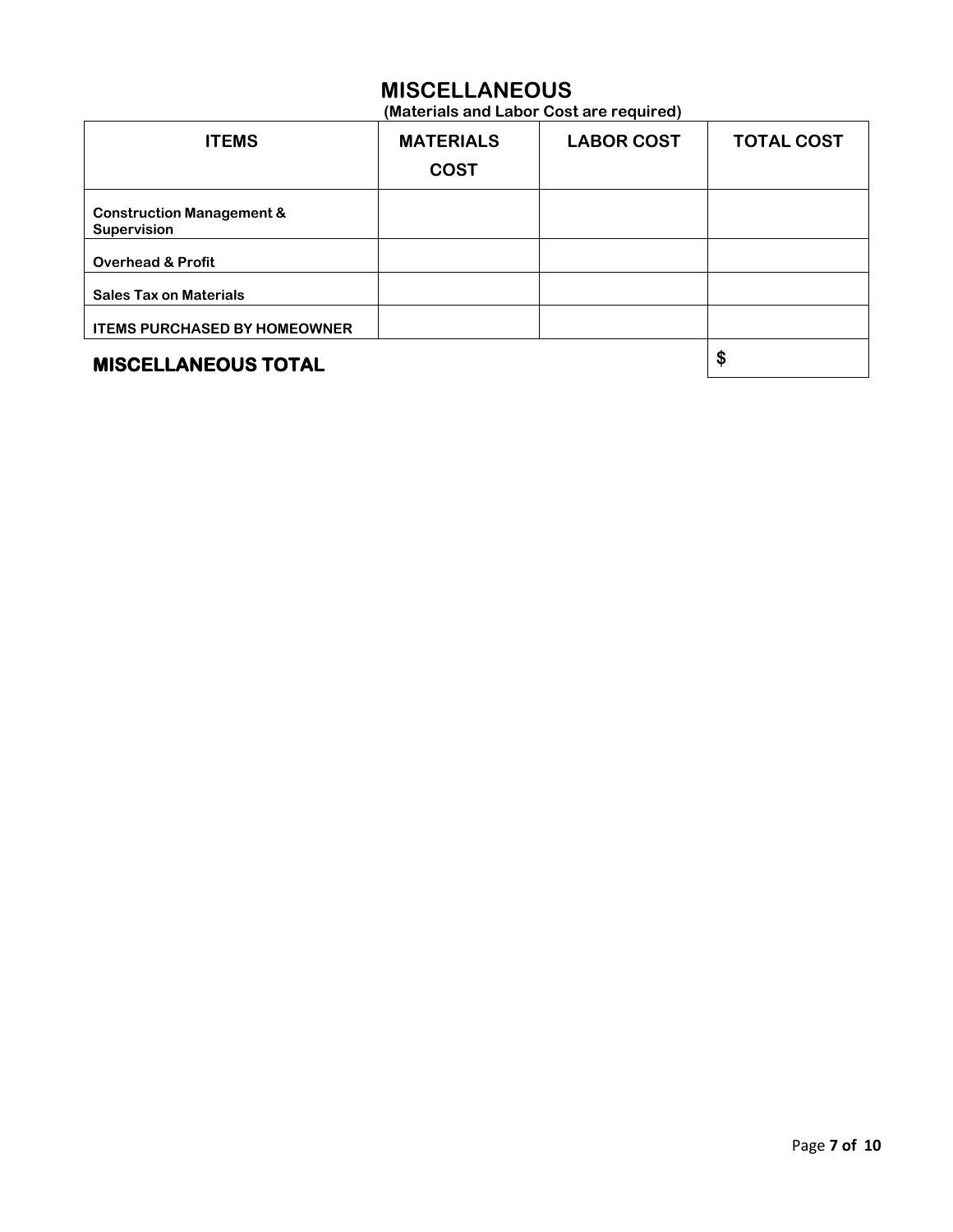# MISCELLANEOUS

**(Materials and Labor Cost are required)**

| ITEMS | MATERIALS COST | LABOR COST | TOTAL COST |
|---|---|---|---|
| **Construction Management & Supervision** | | | |
| **Overhead & Profit** | | | |
| **Sales Tax on Materials** | | | |
| **ITEMS PURCHASED BY HOMEOWNER** | | | |
| **MISCELLANEOUS TOTAL** | | | $ |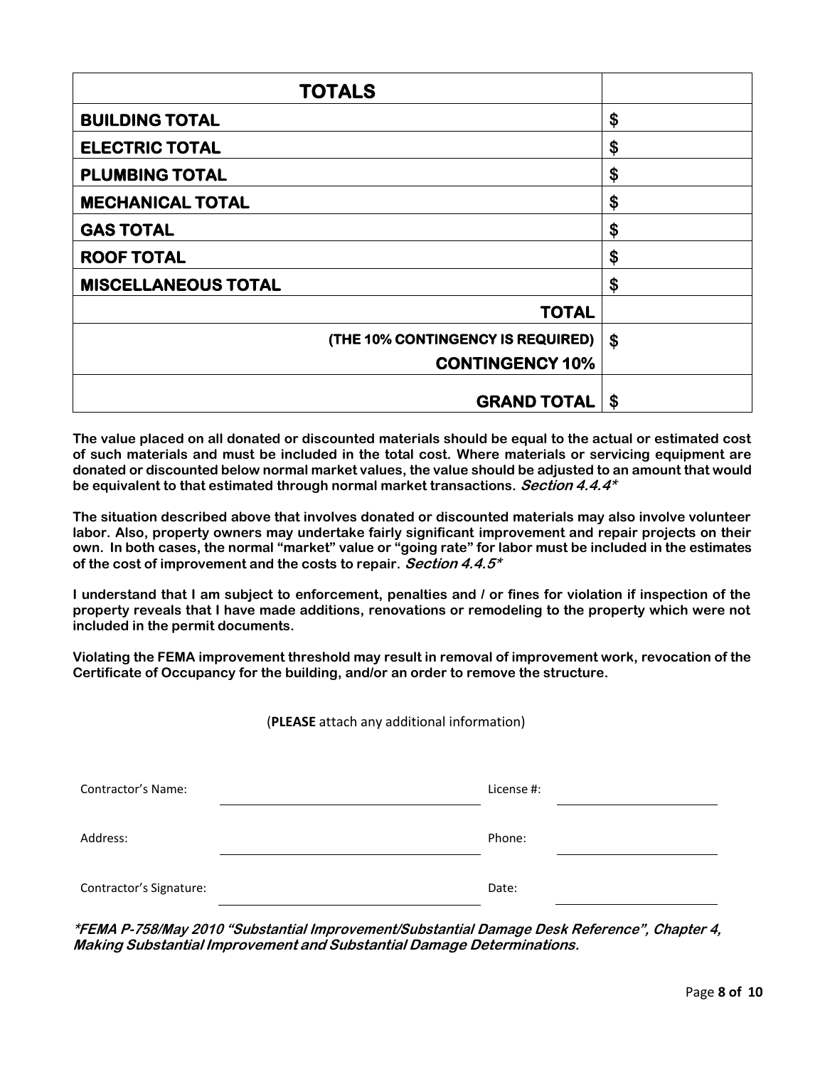| TOTALS | |
|---|---|
| **BUILDING TOTAL** | $ |
| **ELECTRIC TOTAL** | $ |
| **PLUMBING TOTAL** | $ |
| **MECHANICAL TOTAL** | $ |
| **GAS TOTAL** | $ |
| **ROOF TOTAL** | $ |
| **MISCELLANEOUS TOTAL** | $ |
| **TOTAL** | |
| **(THE 10% CONTINGENCY IS REQUIRED) CONTINGENCY 10%** | $ |
| **GRAND TOTAL** | $ |

**The value placed on all donated or discounted materials should be equal to the actual or estimated cost of such materials and must be included in the total cost. Where materials or servicing equipment are donated or discounted below normal market values, the value should be adjusted to an amount that would be equivalent to that estimated through normal market transactions. *Section 4.4.4****

**The situation described above that involves donated or discounted materials may also involve volunteer labor. Also, property owners may undertake fairly significant improvement and repair projects on their own. In both cases, the normal "market" value or "going rate" for labor must be included in the estimates of the cost of improvement and the costs to repair. *Section 4.4.5****

**I understand that I am subject to enforcement, penalties and / or fines for violation if inspection of the property reveals that I have made additions, renovations or remodeling to the property which were not included in the permit documents.**

**Violating the FEMA improvement threshold may result in removal of improvement work, revocation of the Certificate of Occupancy for the building, and/or an order to remove the structure.**

(**PLEASE** attach any additional information)

Contractor's Name: ______________________ License #: ______________

Address: ______________________ Phone: ______________

Contractor's Signature: ______________________ Date: ______________

***FEMA P-758/May 2010 "Substantial Improvement/Substantial Damage Desk Reference", Chapter 4, Making Substantial Improvement and Substantial Damage Determinations.***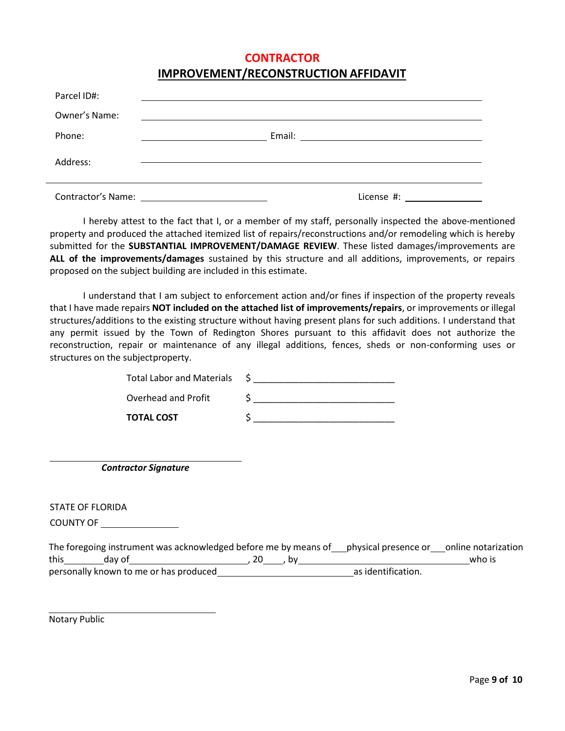# CONTRACTOR

## IMPROVEMENT/RECONSTRUCTION AFFIDAVIT

Parcel ID#: ______________________________________________

Owner's Name: ______________________________________________

Phone: ____________________ Email: ____________________________

Address: ______________________________________________

Contractor's Name: ____________________ License #: ______________

I hereby attest to the fact that I, or a member of my staff, personally inspected the above-mentioned property and produced the attached itemized list of repairs/reconstructions and/or remodeling which is hereby submitted for the **SUBSTANTIAL IMPROVEMENT/DAMAGE REVIEW**. These listed damages/improvements are **ALL of the improvements/damages** sustained by this structure and all additions, improvements, or repairs proposed on the subject building are included in this estimate.

I understand that I am subject to enforcement action and/or fines if inspection of the property reveals that I have made repairs **NOT included on the attached list of improvements/repairs**, or improvements or illegal structures/additions to the existing structure without having present plans for such additions. I understand that any permit issued by the Town of Redington Shores pursuant to this affidavit does not authorize the reconstruction, repair or maintenance of any illegal additions, fences, sheds or non-conforming uses or structures on the subjectproperty.

Total Labor and Materials $ ___________________________

Overhead and Profit $ ___________________________

**TOTAL COST** $ ___________________________

______________________________

***Contractor Signature***

STATE OF FLORIDA

COUNTY OF ______________

The foregoing instrument was acknowledged before me by means of ___ physical presence or ___ online notarization this ________ day of ______________________, 20____, by ________________________________ who is personally known to me or has produced __________________________ as identification.

______________________________

Notary Public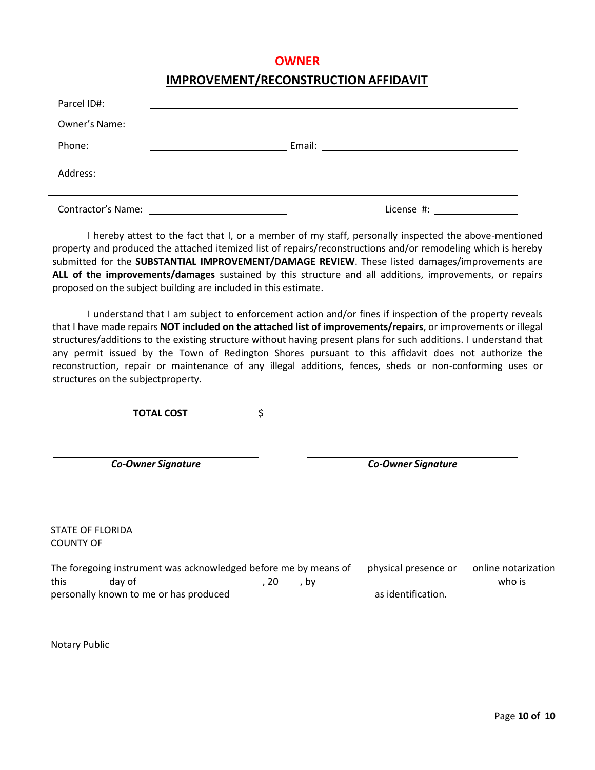# OWNER

## IMPROVEMENT/RECONSTRUCTION AFFIDAVIT

Parcel ID#: ______________________________________________

Owner's Name: ______________________________________________

Phone: ____________________ Email: ____________________________

Address: ______________________________________________

______________________________________________

Contractor's Name: ____________________ License #: ______________

I hereby attest to the fact that I, or a member of my staff, personally inspected the above-mentioned property and produced the attached itemized list of repairs/reconstructions and/or remodeling which is hereby submitted for the **SUBSTANTIAL IMPROVEMENT/DAMAGE REVIEW**. These listed damages/improvements are **ALL of the improvements/damages** sustained by this structure and all additions, improvements, or repairs proposed on the subject building are included in this estimate.

I understand that I am subject to enforcement action and/or fines if inspection of the property reveals that I have made repairs **NOT included on the attached list of improvements/repairs**, or improvements or illegal structures/additions to the existing structure without having present plans for such additions. I understand that any permit issued by the Town of Redington Shores pursuant to this affidavit does not authorize the reconstruction, repair or maintenance of any illegal additions, fences, sheds or non-conforming uses or structures on the subjectproperty.

**TOTAL COST** $____________________

______________________________ ______________________________
***Co-Owner Signature*** ***Co-Owner Signature***

STATE OF FLORIDA
COUNTY OF ______________

The foregoing instrument was acknowledged before me by means of ___physical presence or ___online notarization this_______day of____________________, 20____, by______________________________who is personally known to me or has produced________________________as identification.

______________________________
Notary Public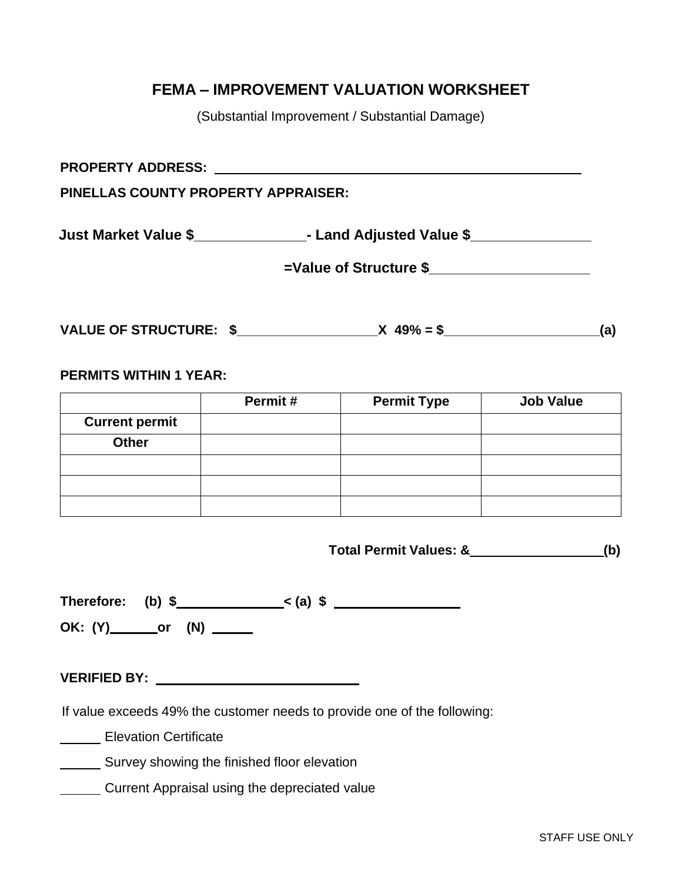# FEMA – IMPROVEMENT VALUATION WORKSHEET

(Substantial Improvement / Substantial Damage)

**PROPERTY ADDRESS:** ______________________________________________

**PINELLAS COUNTY PROPERTY APPRAISER:**

**Just Market Value $______________- Land Adjusted Value $_______________**

**=Value of Structure $____________________**

**VALUE OF STRUCTURE: $__________________X 49% = $____________________(a)**

**PERMITS WITHIN 1 YEAR:**

| | Permit # | Permit Type | Job Value |
|---|---|---|---|
| **Current permit** | | | |
| **Other** | | | |
| | | | |
| | | | |
| | | | |

**Total Permit Values: &__________________(b)**

**Therefore: (b) $______________< (a) $ ________________**

**OK: (Y)______or (N) _____**

**VERIFIED BY:** ___________________________

If value exceeds 49% the customer needs to provide one of the following:

_____ Elevation Certificate

_____ Survey showing the finished floor elevation

_____ Current Appraisal using the depreciated value

STAFF USE ONLY